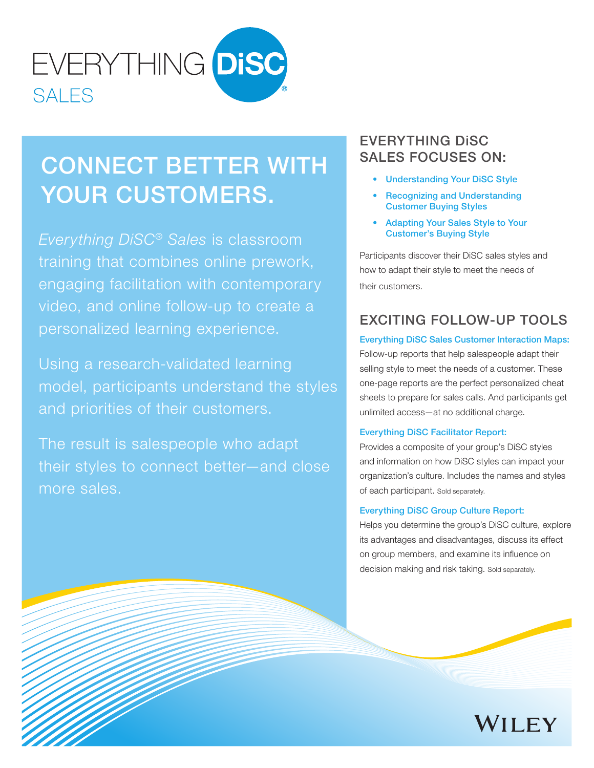# EVERYTHING DiSC® SALES

## CONNECT BETTER WITH YOUR CUSTOMERS.

*Everything DiSC® Sales* is classroom training that combines online prework, engaging facilitation with contemporary video, and online follow-up to create a personalized learning experience.

Using a research-validated learning model, participants understand the styles and priorities of their customers.

The result is salespeople who adapt their styles to connect better—and close more sales.

## EVERYTHING DiSC SALES FOCUSES ON:

- Understanding Your DiSC Style
- Recognizing and Understanding Customer Buying Styles
- Adapting Your Sales Style to Your Customer's Buying Style

Participants discover their DiSC sales styles and how to adapt their style to meet the needs of their customers.

## EXCITING FOLLOW-UP TOOLS

**Everything DiSC Sales Customer Interaction Maps:**
Follow-up reports that help salespeople adapt their selling style to meet the needs of a customer. These one-page reports are the perfect personalized cheat sheets to prepare for sales calls. And participants get unlimited access—at no additional charge.

**Everything DiSC Facilitator Report:**
Provides a composite of your group's DiSC styles and information on how DiSC styles can impact your organization's culture. Includes the names and styles of each participant. Sold separately.

**Everything DiSC Group Culture Report:**
Helps you determine the group's DiSC culture, explore its advantages and disadvantages, discuss its effect on group members, and examine its influence on decision making and risk taking. Sold separately.

WILEY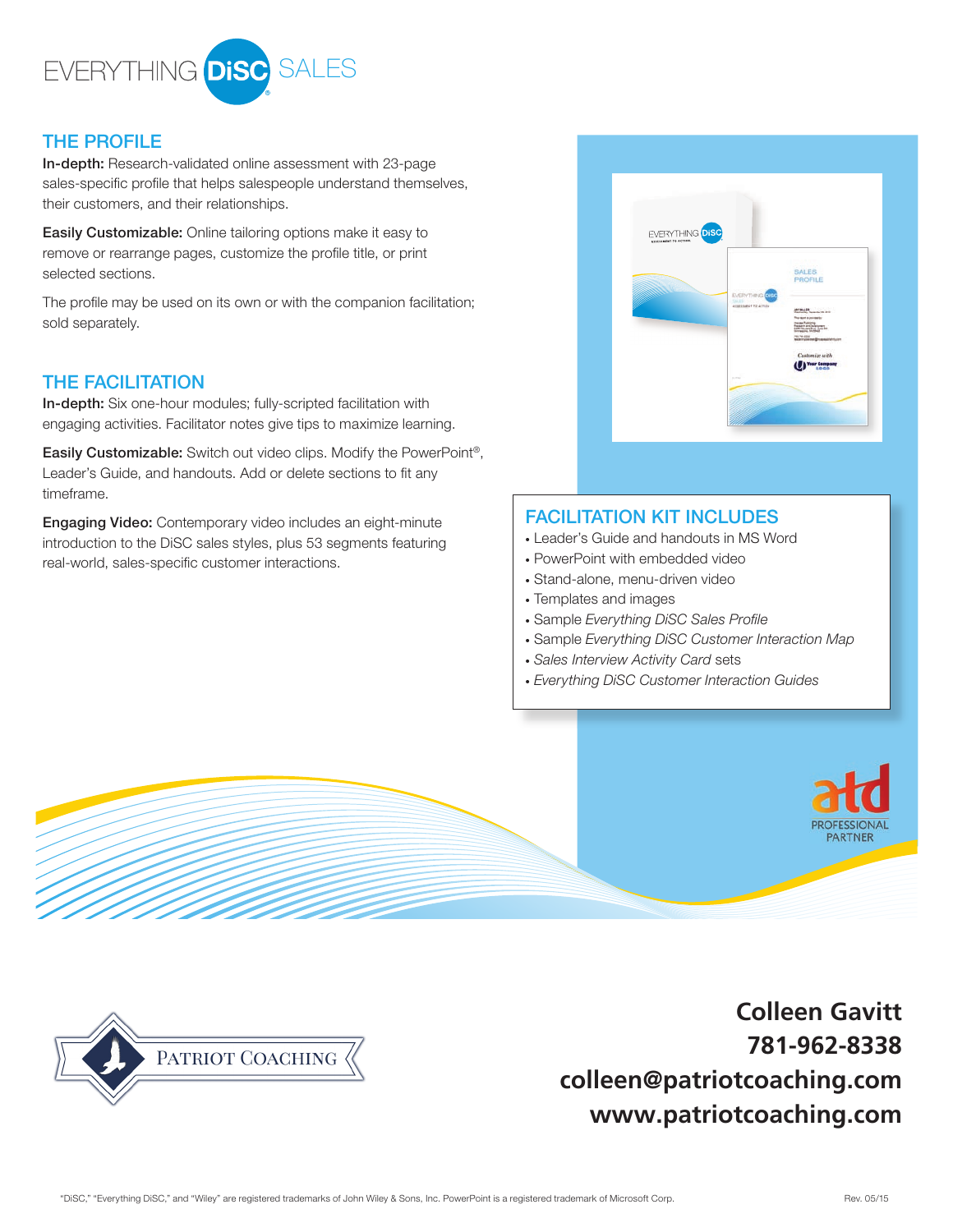# EVERYTHING DiSC® SALES

## THE PROFILE

**In-depth:** Research-validated online assessment with 23-page sales-specific profile that helps salespeople understand themselves, their customers, and their relationships.

**Easily Customizable:** Online tailoring options make it easy to remove or rearrange pages, customize the profile title, or print selected sections.

The profile may be used on its own or with the companion facilitation; sold separately.

## THE FACILITATION

**In-depth:** Six one-hour modules; fully-scripted facilitation with engaging activities. Facilitator notes give tips to maximize learning.

**Easily Customizable:** Switch out video clips. Modify the PowerPoint®, Leader's Guide, and handouts. Add or delete sections to fit any timeframe.

**Engaging Video:** Contemporary video includes an eight-minute introduction to the DiSC sales styles, plus 53 segments featuring real-world, sales-specific customer interactions.

## FACILITATION KIT INCLUDES

- Leader's Guide and handouts in MS Word
- PowerPoint with embedded video
- Stand-alone, menu-driven video
- Templates and images
- Sample *Everything DiSC Sales Profile*
- Sample *Everything DiSC Customer Interaction Map*
- *Sales Interview Activity Card* sets
- *Everything DiSC Customer Interaction Guides*

atd PROFESSIONAL PARTNER

PATRIOT COACHING

**Colleen Gavitt**
**781-962-8338**
**colleen@patriotcoaching.com**
**www.patriotcoaching.com**

"DiSC," "Everything DiSC," and "Wiley" are registered trademarks of John Wiley & Sons, Inc. PowerPoint is a registered trademark of Microsoft Corp.

Rev. 05/15